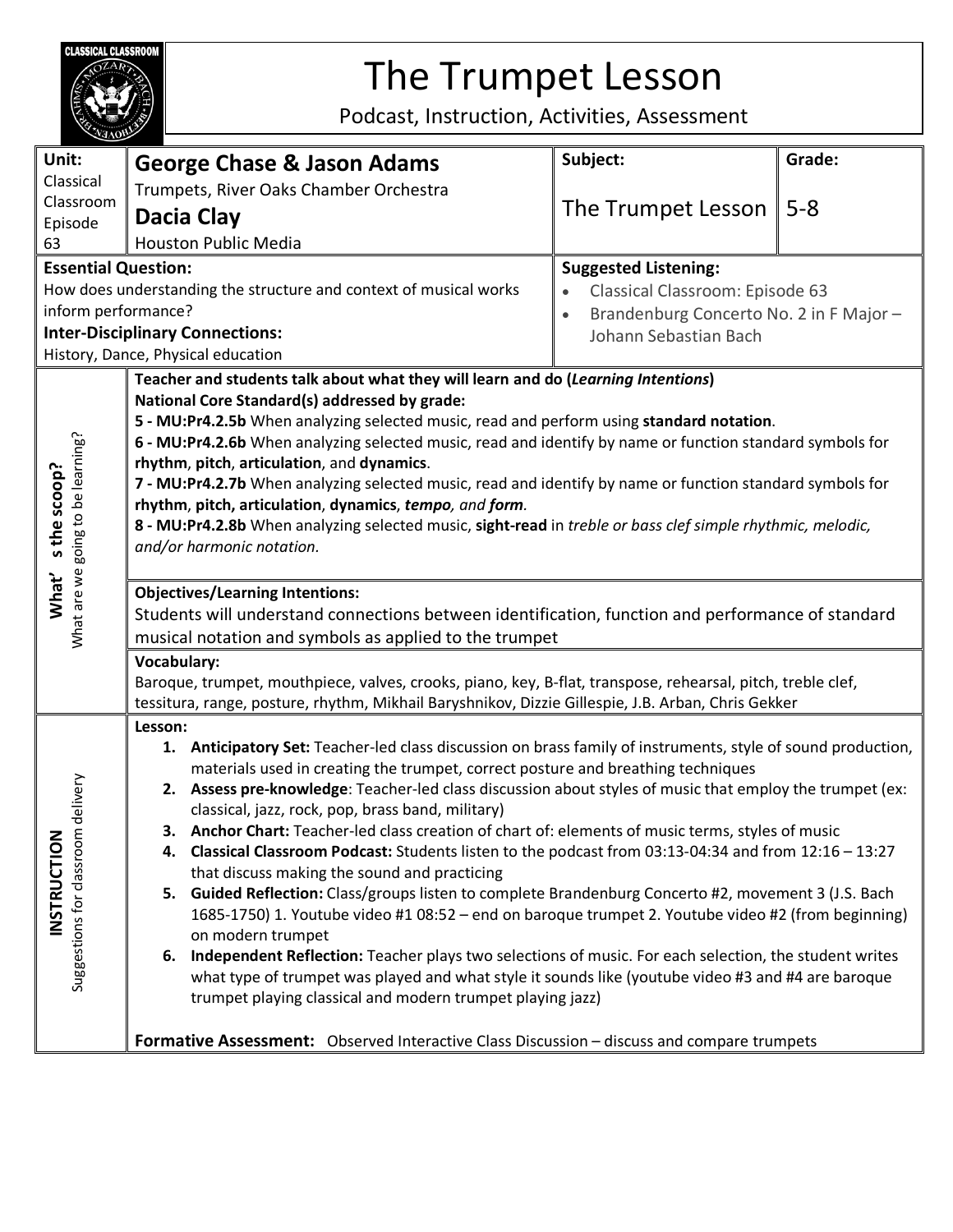CLASSICAL CLASSROOM

# The Trumpet Lesson

Podcast, Instruction, Activities, Assessment

| **Unit:** Classical Classroom Episode 63 | **George Chase & Jason Adams**<br>Trumpets, River Oaks Chamber Orchestra<br>**Dacia Clay**<br>Houston Public Media | **Subject:**<br>The Trumpet Lesson | **Grade:**<br>5-8 |
|---|---|---|---|

**Essential Question:**
How does understanding the structure and context of musical works inform performance?

**Inter-Disciplinary Connections:**
History, Dance, Physical education

**Suggested Listening:**
- Classical Classroom: Episode 63
- Brandenburg Concerto No. 2 in F Major – Johann Sebastian Bach

## What's the scoop?
*What are we going to be learning?*

**Teacher and students talk about what they will learn and do (*Learning Intentions*)**

**National Core Standard(s) addressed by grade:**

**5 - MU:Pr4.2.5b** When analyzing selected music, read and perform using **standard notation**.

**6 - MU:Pr4.2.6b** When analyzing selected music, read and identify by name or function standard symbols for **rhythm**, **pitch**, **articulation**, and **dynamics**.

**7 - MU:Pr4.2.7b** When analyzing selected music, read and identify by name or function standard symbols for **rhythm**, **pitch, articulation**, **dynamics**, ***tempo**, and **form**.*

**8 - MU:Pr4.2.8b** When analyzing selected music, **sight-read** in *treble or bass clef simple rhythmic, melodic, and/or harmonic notation.*

**Objectives/Learning Intentions:**
Students will understand connections between identification, function and performance of standard musical notation and symbols as applied to the trumpet

**Vocabulary:**
Baroque, trumpet, mouthpiece, valves, crooks, piano, key, B-flat, transpose, rehearsal, pitch, treble clef, tessitura, range, posture, rhythm, Mikhail Baryshnikov, Dizzie Gillespie, J.B. Arban, Chris Gekker

## INSTRUCTION
*Suggestions for classroom delivery*

**Lesson:**

1. **Anticipatory Set:** Teacher-led class discussion on brass family of instruments, style of sound production, materials used in creating the trumpet, correct posture and breathing techniques
2. **Assess pre-knowledge**: Teacher-led class discussion about styles of music that employ the trumpet (ex: classical, jazz, rock, pop, brass band, military)
3. **Anchor Chart:** Teacher-led class creation of chart of: elements of music terms, styles of music
4. **Classical Classroom Podcast:** Students listen to the podcast from 03:13-04:34 and from 12:16 – 13:27 that discuss making the sound and practicing
5. **Guided Reflection:** Class/groups listen to complete Brandenburg Concerto #2, movement 3 (J.S. Bach 1685-1750) 1. Youtube video #1 08:52 – end on baroque trumpet 2. Youtube video #2 (from beginning) on modern trumpet
6. **Independent Reflection:** Teacher plays two selections of music. For each selection, the student writes what type of trumpet was played and what style it sounds like (youtube video #3 and #4 are baroque trumpet playing classical and modern trumpet playing jazz)

**Formative Assessment:** Observed Interactive Class Discussion – discuss and compare trumpets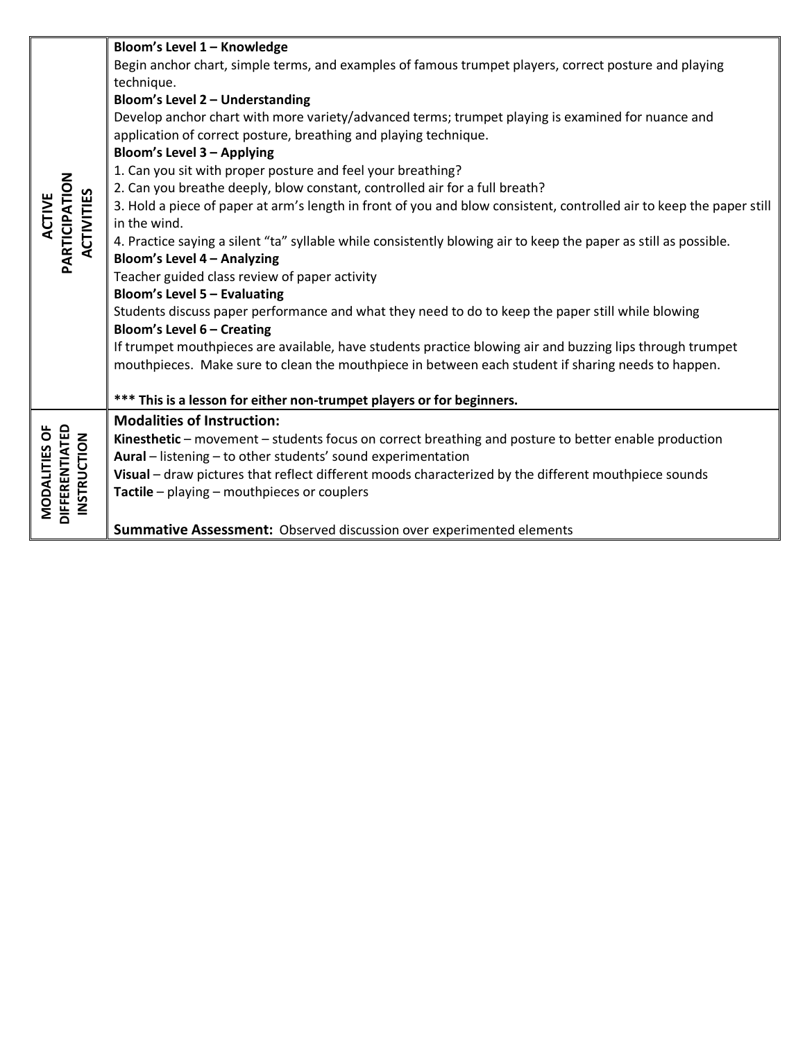| | |
|---|---|
| **ACTIVE PARTICIPATION ACTIVITIES** | **Bloom's Level 1 – Knowledge**<br>Begin anchor chart, simple terms, and examples of famous trumpet players, correct posture and playing technique.<br>**Bloom's Level 2 – Understanding**<br>Develop anchor chart with more variety/advanced terms; trumpet playing is examined for nuance and application of correct posture, breathing and playing technique.<br>**Bloom's Level 3 – Applying**<br>1. Can you sit with proper posture and feel your breathing?<br>2. Can you breathe deeply, blow constant, controlled air for a full breath?<br>3. Hold a piece of paper at arm's length in front of you and blow consistent, controlled air to keep the paper still in the wind.<br>4. Practice saying a silent "ta" syllable while consistently blowing air to keep the paper as still as possible.<br>**Bloom's Level 4 – Analyzing**<br>Teacher guided class review of paper activity<br>**Bloom's Level 5 – Evaluating**<br>Students discuss paper performance and what they need to do to keep the paper still while blowing<br>**Bloom's Level 6 – Creating**<br>If trumpet mouthpieces are available, have students practice blowing air and buzzing lips through trumpet mouthpieces. Make sure to clean the mouthpiece in between each student if sharing needs to happen.<br><br>**\*\*\* This is a lesson for either non-trumpet players or for beginners.** |
| **MODALITIES OF DIFFERENTIATED INSTRUCTION** | **Modalities of Instruction:**<br>**Kinesthetic** – movement – students focus on correct breathing and posture to better enable production<br>**Aural** – listening – to other students' sound experimentation<br>**Visual** – draw pictures that reflect different moods characterized by the different mouthpiece sounds<br>**Tactile** – playing – mouthpieces or couplers<br><br>**Summative Assessment:** Observed discussion over experimented elements |